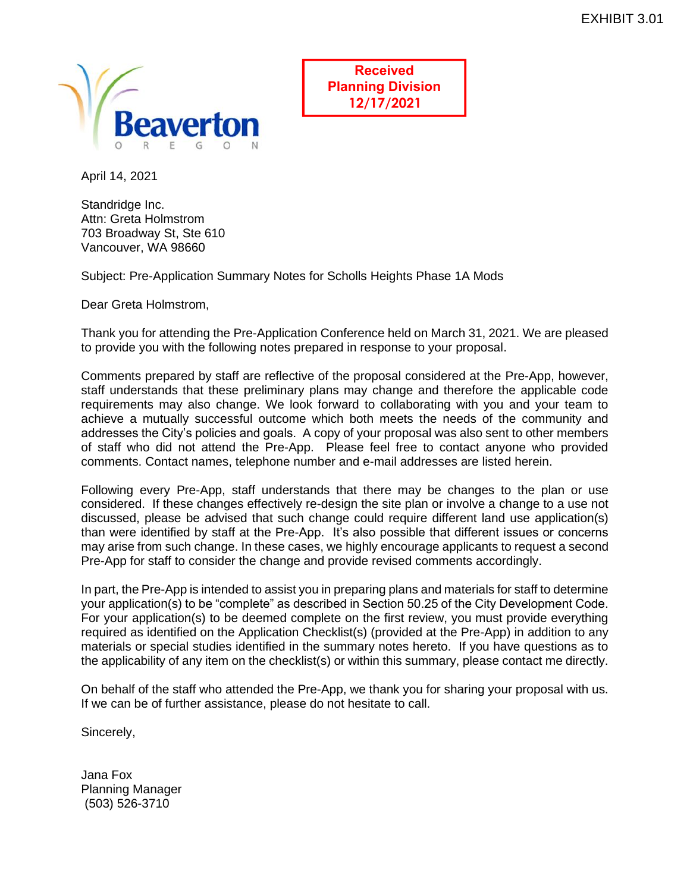EXHIBIT 3.01

Beaverton
OREGON

**Received**
**Planning Division**
**12/17/2021**

April 14, 2021

Standridge Inc.
Attn: Greta Holmstrom
703 Broadway St, Ste 610
Vancouver, WA 98660

Subject: Pre-Application Summary Notes for Scholls Heights Phase 1A Mods

Dear Greta Holmstrom,

Thank you for attending the Pre-Application Conference held on March 31, 2021. We are pleased to provide you with the following notes prepared in response to your proposal.

Comments prepared by staff are reflective of the proposal considered at the Pre-App, however, staff understands that these preliminary plans may change and therefore the applicable code requirements may also change. We look forward to collaborating with you and your team to achieve a mutually successful outcome which both meets the needs of the community and addresses the City's policies and goals. A copy of your proposal was also sent to other members of staff who did not attend the Pre-App. Please feel free to contact anyone who provided comments. Contact names, telephone number and e-mail addresses are listed herein.

Following every Pre-App, staff understands that there may be changes to the plan or use considered. If these changes effectively re-design the site plan or involve a change to a use not discussed, please be advised that such change could require different land use application(s) than were identified by staff at the Pre-App. It's also possible that different issues or concerns may arise from such change. In these cases, we highly encourage applicants to request a second Pre-App for staff to consider the change and provide revised comments accordingly.

In part, the Pre-App is intended to assist you in preparing plans and materials for staff to determine your application(s) to be "complete" as described in Section 50.25 of the City Development Code. For your application(s) to be deemed complete on the first review, you must provide everything required as identified on the Application Checklist(s) (provided at the Pre-App) in addition to any materials or special studies identified in the summary notes hereto. If you have questions as to the applicability of any item on the checklist(s) or within this summary, please contact me directly.

On behalf of the staff who attended the Pre-App, we thank you for sharing your proposal with us. If we can be of further assistance, please do not hesitate to call.

Sincerely,

Jana Fox
Planning Manager
(503) 526-3710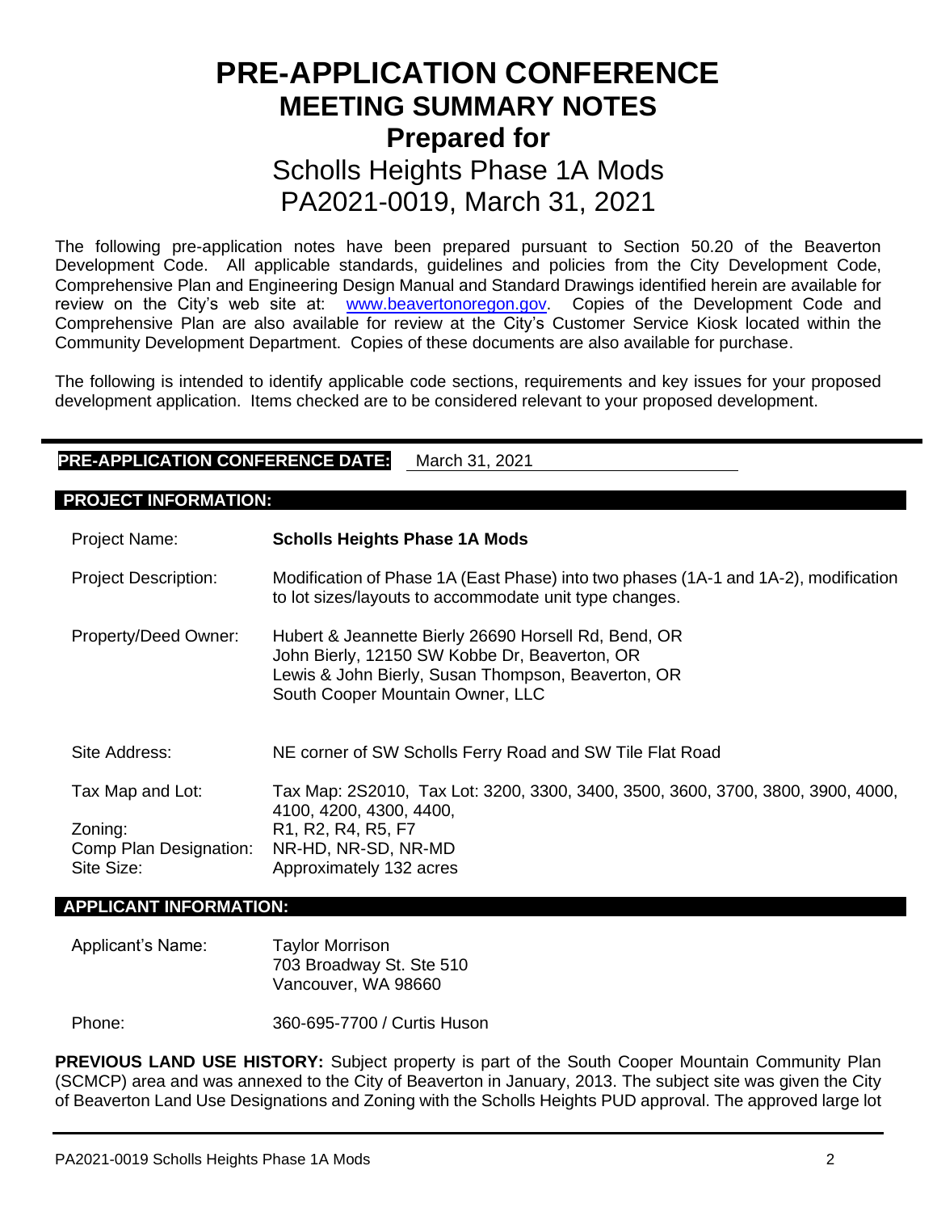# PRE-APPLICATION CONFERENCE
## MEETING SUMMARY NOTES
## Prepared for
### Scholls Heights Phase 1A Mods
### PA2021-0019, March 31, 2021

The following pre-application notes have been prepared pursuant to Section 50.20 of the Beaverton Development Code. All applicable standards, guidelines and policies from the City Development Code, Comprehensive Plan and Engineering Design Manual and Standard Drawings identified herein are available for review on the City's web site at: www.beavertonoregon.gov. Copies of the Development Code and Comprehensive Plan are also available for review at the City's Customer Service Kiosk located within the Community Development Department. Copies of these documents are also available for purchase.

The following is intended to identify applicable code sections, requirements and key issues for your proposed development application. Items checked are to be considered relevant to your proposed development.

**PRE-APPLICATION CONFERENCE DATE:** March 31, 2021

**PROJECT INFORMATION:**

Project Name: **Scholls Heights Phase 1A Mods**

Project Description: Modification of Phase 1A (East Phase) into two phases (1A-1 and 1A-2), modification to lot sizes/layouts to accommodate unit type changes.

Property/Deed Owner:
Hubert & Jeannette Bierly 26690 Horsell Rd, Bend, OR
John Bierly, 12150 SW Kobbe Dr, Beaverton, OR
Lewis & John Bierly, Susan Thompson, Beaverton, OR
South Cooper Mountain Owner, LLC

Site Address: NE corner of SW Scholls Ferry Road and SW Tile Flat Road

Tax Map and Lot: Tax Map: 2S2010, Tax Lot: 3200, 3300, 3400, 3500, 3600, 3700, 3800, 3900, 4000, 4100, 4200, 4300, 4400,

Zoning: R1, R2, R4, R5, F7

Comp Plan Designation: NR-HD, NR-SD, NR-MD

Site Size: Approximately 132 acres

**APPLICANT INFORMATION:**

Applicant's Name:
Taylor Morrison
703 Broadway St. Ste 510
Vancouver, WA 98660

Phone: 360-695-7700 / Curtis Huson

**PREVIOUS LAND USE HISTORY:** Subject property is part of the South Cooper Mountain Community Plan (SCMCP) area and was annexed to the City of Beaverton in January, 2013. The subject site was given the City of Beaverton Land Use Designations and Zoning with the Scholls Heights PUD approval. The approved large lot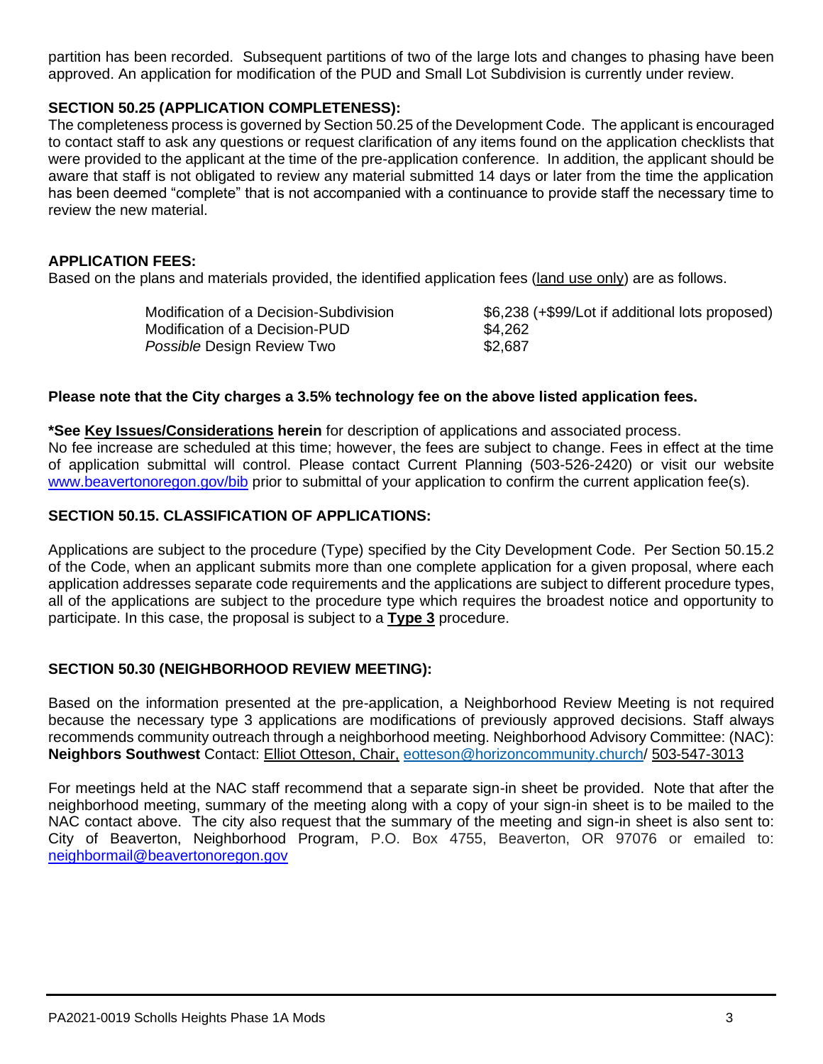partition has been recorded. Subsequent partitions of two of the large lots and changes to phasing have been approved. An application for modification of the PUD and Small Lot Subdivision is currently under review.

**SECTION 50.25 (APPLICATION COMPLETENESS):**

The completeness process is governed by Section 50.25 of the Development Code. The applicant is encouraged to contact staff to ask any questions or request clarification of any items found on the application checklists that were provided to the applicant at the time of the pre-application conference. In addition, the applicant should be aware that staff is not obligated to review any material submitted 14 days or later from the time the application has been deemed "complete" that is not accompanied with a continuance to provide staff the necessary time to review the new material.

**APPLICATION FEES:**

Based on the plans and materials provided, the identified application fees (land use only) are as follows.

| | |
|---|---|
| Modification of a Decision-Subdivision | $6,238 (+$99/Lot if additional lots proposed) |
| Modification of a Decision-PUD | $4,262 |
| *Possible* Design Review Two | $2,687 |

**Please note that the City charges a 3.5% technology fee on the above listed application fees.**

**\*See Key Issues/Considerations herein** for description of applications and associated process.
No fee increase are scheduled at this time; however, the fees are subject to change. Fees in effect at the time of application submittal will control. Please contact Current Planning (503-526-2420) or visit our website www.beavertonoregon.gov/bib prior to submittal of your application to confirm the current application fee(s).

**SECTION 50.15. CLASSIFICATION OF APPLICATIONS:**

Applications are subject to the procedure (Type) specified by the City Development Code. Per Section 50.15.2 of the Code, when an applicant submits more than one complete application for a given proposal, where each application addresses separate code requirements and the applications are subject to different procedure types, all of the applications are subject to the procedure type which requires the broadest notice and opportunity to participate. In this case, the proposal is subject to a **Type 3** procedure.

**SECTION 50.30 (NEIGHBORHOOD REVIEW MEETING):**

Based on the information presented at the pre-application, a Neighborhood Review Meeting is not required because the necessary type 3 applications are modifications of previously approved decisions. Staff always recommends community outreach through a neighborhood meeting. Neighborhood Advisory Committee: (NAC): **Neighbors Southwest** Contact: Elliot Otteson, Chair, eotteson@horizoncommunity.church/ 503-547-3013

For meetings held at the NAC staff recommend that a separate sign-in sheet be provided. Note that after the neighborhood meeting, summary of the meeting along with a copy of your sign-in sheet is to be mailed to the NAC contact above. The city also request that the summary of the meeting and sign-in sheet is also sent to: City of Beaverton, Neighborhood Program, P.O. Box 4755, Beaverton, OR 97076 or emailed to: neighbormail@beavertonoregon.gov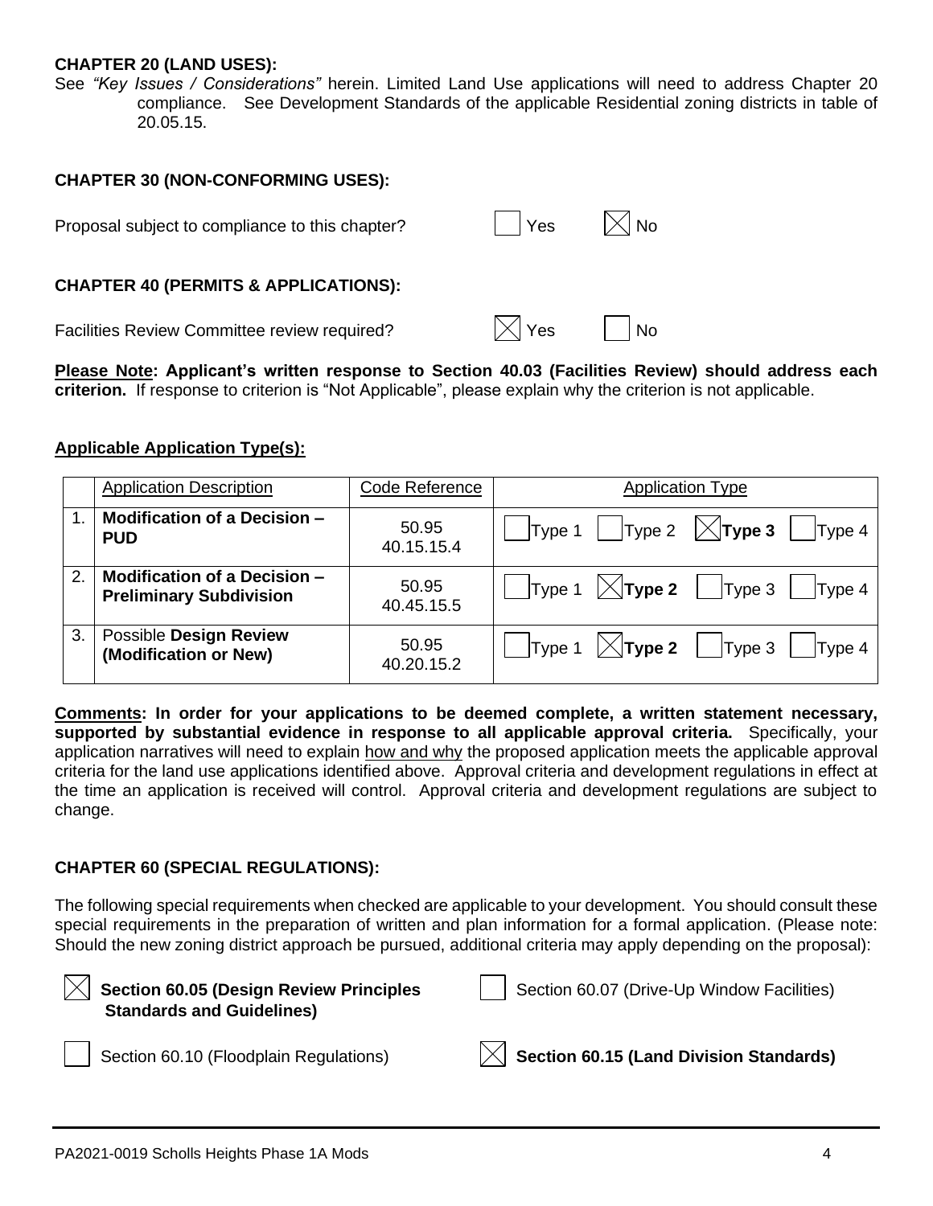**CHAPTER 20 (LAND USES):**

See *"Key Issues / Considerations"* herein. Limited Land Use applications will need to address Chapter 20 compliance. See Development Standards of the applicable Residential zoning districts in table of 20.05.15.

**CHAPTER 30 (NON-CONFORMING USES):**

Proposal subject to compliance to this chapter? ☐ Yes ☒ No

**CHAPTER 40 (PERMITS & APPLICATIONS):**

Facilities Review Committee review required? ☒ Yes ☐ No

**Please Note: Applicant's written response to Section 40.03 (Facilities Review) should address each criterion.** If response to criterion is "Not Applicable", please explain why the criterion is not applicable.

**Applicable Application Type(s):**

| | Application Description | Code Reference | Application Type |
|---|---|---|---|
| 1. | **Modification of a Decision – PUD** | 50.95 40.15.15.4 | ☐ Type 1 ☐ Type 2 ☒ **Type 3** ☐ Type 4 |
| 2. | **Modification of a Decision – Preliminary Subdivision** | 50.95 40.45.15.5 | ☐ Type 1 ☒ **Type 2** ☐ Type 3 ☐ Type 4 |
| 3. | Possible **Design Review (Modification or New)** | 50.95 40.20.15.2 | ☐ Type 1 ☒ **Type 2** ☐ Type 3 ☐ Type 4 |

**Comments: In order for your applications to be deemed complete, a written statement necessary, supported by substantial evidence in response to all applicable approval criteria.** Specifically, your application narratives will need to explain how and why the proposed application meets the applicable approval criteria for the land use applications identified above. Approval criteria and development regulations in effect at the time an application is received will control. Approval criteria and development regulations are subject to change.

**CHAPTER 60 (SPECIAL REGULATIONS):**

The following special requirements when checked are applicable to your development. You should consult these special requirements in the preparation of written and plan information for a formal application. (Please note: Should the new zoning district approach be pursued, additional criteria may apply depending on the proposal):

- ☒ **Section 60.05 (Design Review Principles Standards and Guidelines)**
- ☐ Section 60.07 (Drive-Up Window Facilities)
- ☐ Section 60.10 (Floodplain Regulations)
- ☒ **Section 60.15 (Land Division Standards)**

PA2021-0019 Scholls Heights Phase 1A Mods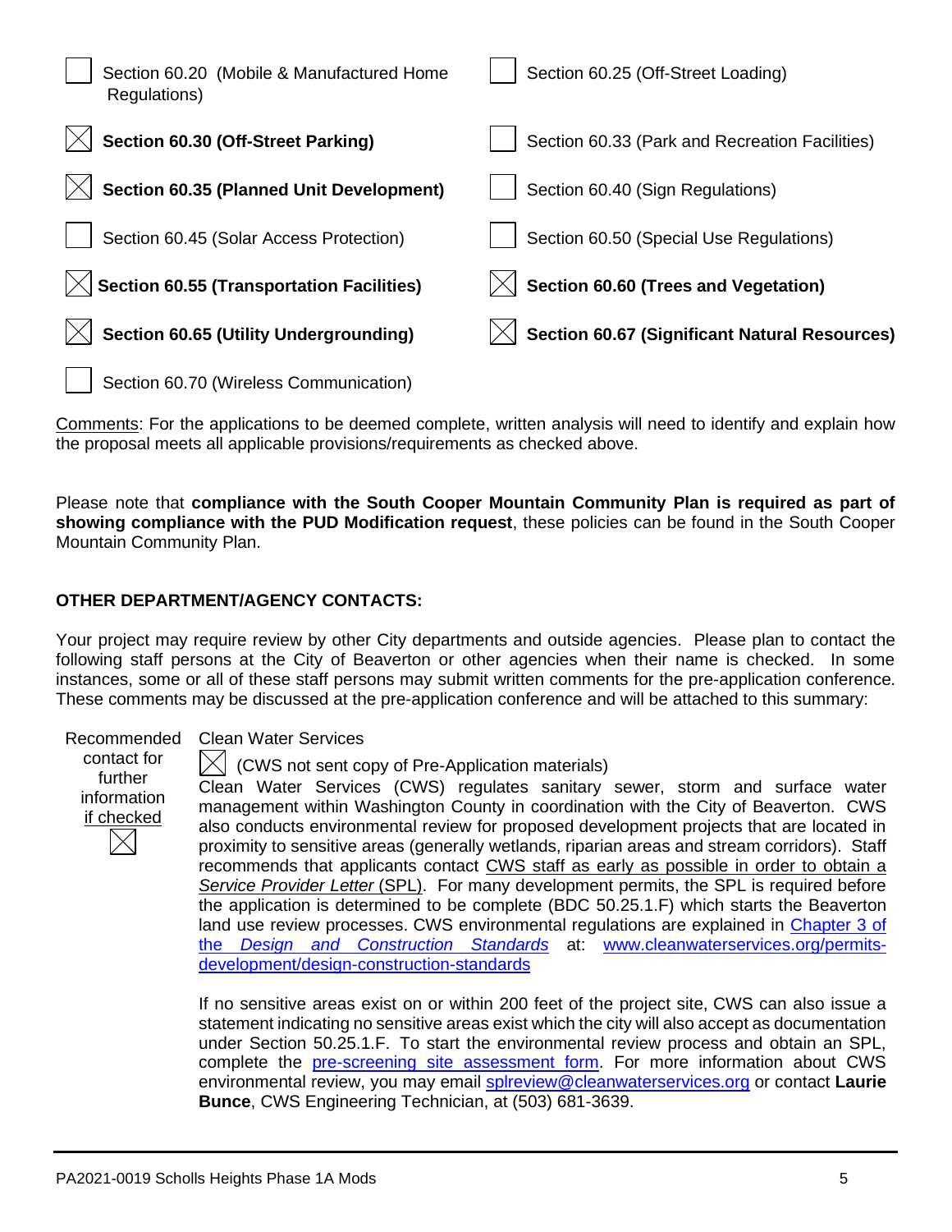- [ ] Section 60.20 (Mobile & Manufactured Home Regulations)
- [ ] Section 60.25 (Off-Street Loading)
- [x] **Section 60.30 (Off-Street Parking)**
- [ ] Section 60.33 (Park and Recreation Facilities)
- [x] **Section 60.35 (Planned Unit Development)**
- [ ] Section 60.40 (Sign Regulations)
- [ ] Section 60.45 (Solar Access Protection)
- [ ] Section 60.50 (Special Use Regulations)
- [x] **Section 60.55 (Transportation Facilities)**
- [x] **Section 60.60 (Trees and Vegetation)**
- [x] **Section 60.65 (Utility Undergrounding)**
- [x] **Section 60.67 (Significant Natural Resources)**
- [ ] Section 60.70 (Wireless Communication)

Comments: For the applications to be deemed complete, written analysis will need to identify and explain how the proposal meets all applicable provisions/requirements as checked above.

Please note that **compliance with the South Cooper Mountain Community Plan is required as part of showing compliance with the PUD Modification request**, these policies can be found in the South Cooper Mountain Community Plan.

## OTHER DEPARTMENT/AGENCY CONTACTS:

Your project may require review by other City departments and outside agencies. Please plan to contact the following staff persons at the City of Beaverton or other agencies when their name is checked. In some instances, some or all of these staff persons may submit written comments for the pre-application conference. These comments may be discussed at the pre-application conference and will be attached to this summary:

Recommended contact for further information if checked [x]

**Clean Water Services**

[x] (CWS not sent copy of Pre-Application materials)

Clean Water Services (CWS) regulates sanitary sewer, storm and surface water management within Washington County in coordination with the City of Beaverton. CWS also conducts environmental review for proposed development projects that are located in proximity to sensitive areas (generally wetlands, riparian areas and stream corridors). Staff recommends that applicants contact CWS staff as early as possible in order to obtain a *Service Provider Letter* (SPL). For many development permits, the SPL is required before the application is determined to be complete (BDC 50.25.1.F) which starts the Beaverton land use review processes. CWS environmental regulations are explained in Chapter 3 of the *Design and Construction Standards* at: www.cleanwaterservices.org/permits-development/design-construction-standards

If no sensitive areas exist on or within 200 feet of the project site, CWS can also issue a statement indicating no sensitive areas exist which the city will also accept as documentation under Section 50.25.1.F. To start the environmental review process and obtain an SPL, complete the pre-screening site assessment form. For more information about CWS environmental review, you may email splreview@cleanwaterservices.org or contact **Laurie Bunce**, CWS Engineering Technician, at (503) 681-3639.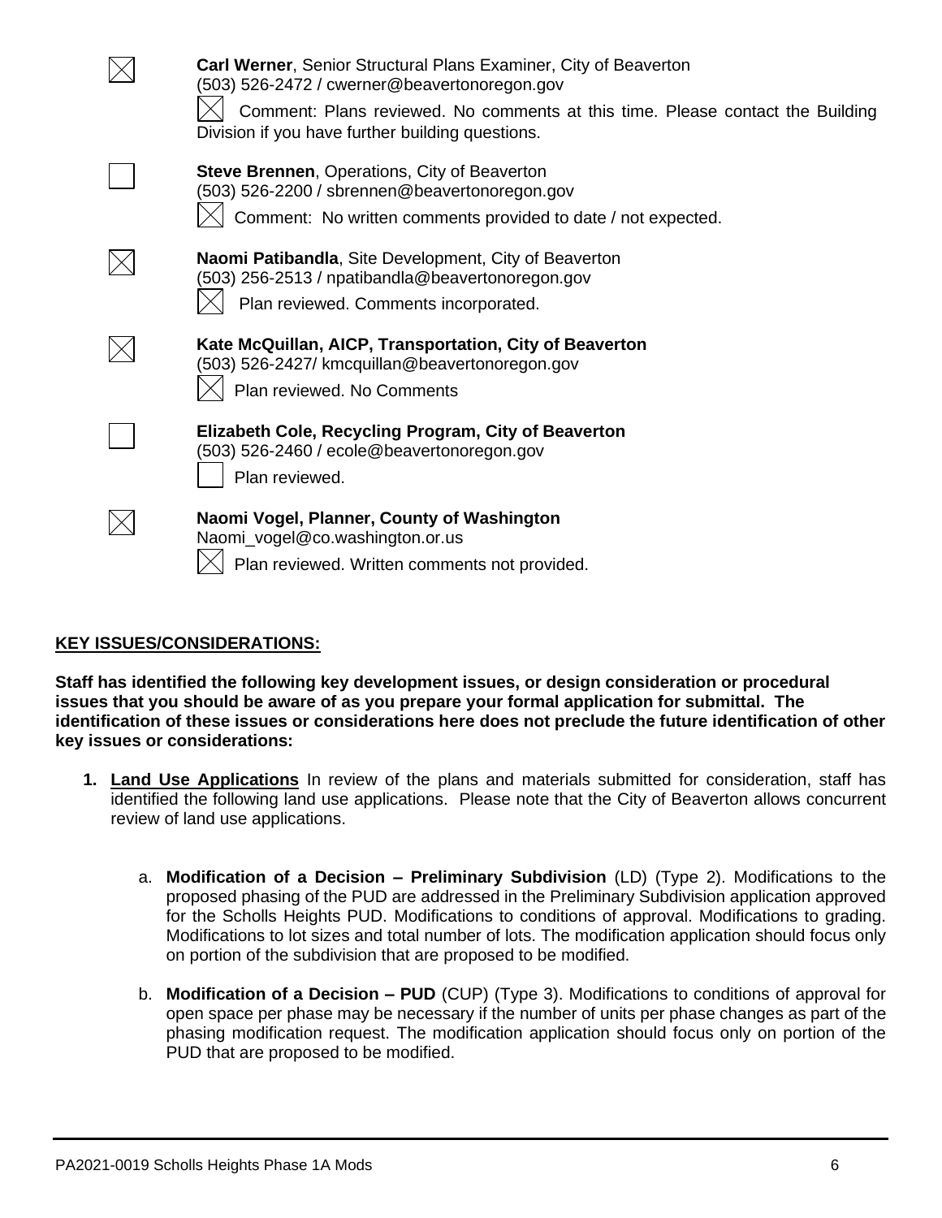☒ **Carl Werner**, Senior Structural Plans Examiner, City of Beaverton
(503) 526-2472 / cwerner@beavertonoregon.gov

☒ Comment: Plans reviewed. No comments at this time. Please contact the Building Division if you have further building questions.

☐ **Steve Brennen**, Operations, City of Beaverton
(503) 526-2200 / sbrennen@beavertonoregon.gov

☒ Comment: No written comments provided to date / not expected.

☒ **Naomi Patibandla**, Site Development, City of Beaverton
(503) 256-2513 / npatibandla@beavertonoregon.gov

☒ Plan reviewed. Comments incorporated.

☒ **Kate McQuillan, AICP, Transportation, City of Beaverton**
(503) 526-2427/ kmcquillan@beavertonoregon.gov

☒ Plan reviewed. No Comments

☐ **Elizabeth Cole, Recycling Program, City of Beaverton**
(503) 526-2460 / ecole@beavertonoregon.gov

☐ Plan reviewed.

☒ **Naomi Vogel, Planner, County of Washington**
Naomi_vogel@co.washington.or.us

☒ Plan reviewed. Written comments not provided.

## KEY ISSUES/CONSIDERATIONS:

**Staff has identified the following key development issues, or design consideration or procedural issues that you should be aware of as you prepare your formal application for submittal. The identification of these issues or considerations here does not preclude the future identification of other key issues or considerations:**

1. **Land Use Applications** In review of the plans and materials submitted for consideration, staff has identified the following land use applications. Please note that the City of Beaverton allows concurrent review of land use applications.

    a. **Modification of a Decision – Preliminary Subdivision** (LD) (Type 2). Modifications to the proposed phasing of the PUD are addressed in the Preliminary Subdivision application approved for the Scholls Heights PUD. Modifications to conditions of approval. Modifications to grading. Modifications to lot sizes and total number of lots. The modification application should focus only on portion of the subdivision that are proposed to be modified.

    b. **Modification of a Decision – PUD** (CUP) (Type 3). Modifications to conditions of approval for open space per phase may be necessary if the number of units per phase changes as part of the phasing modification request. The modification application should focus only on portion of the PUD that are proposed to be modified.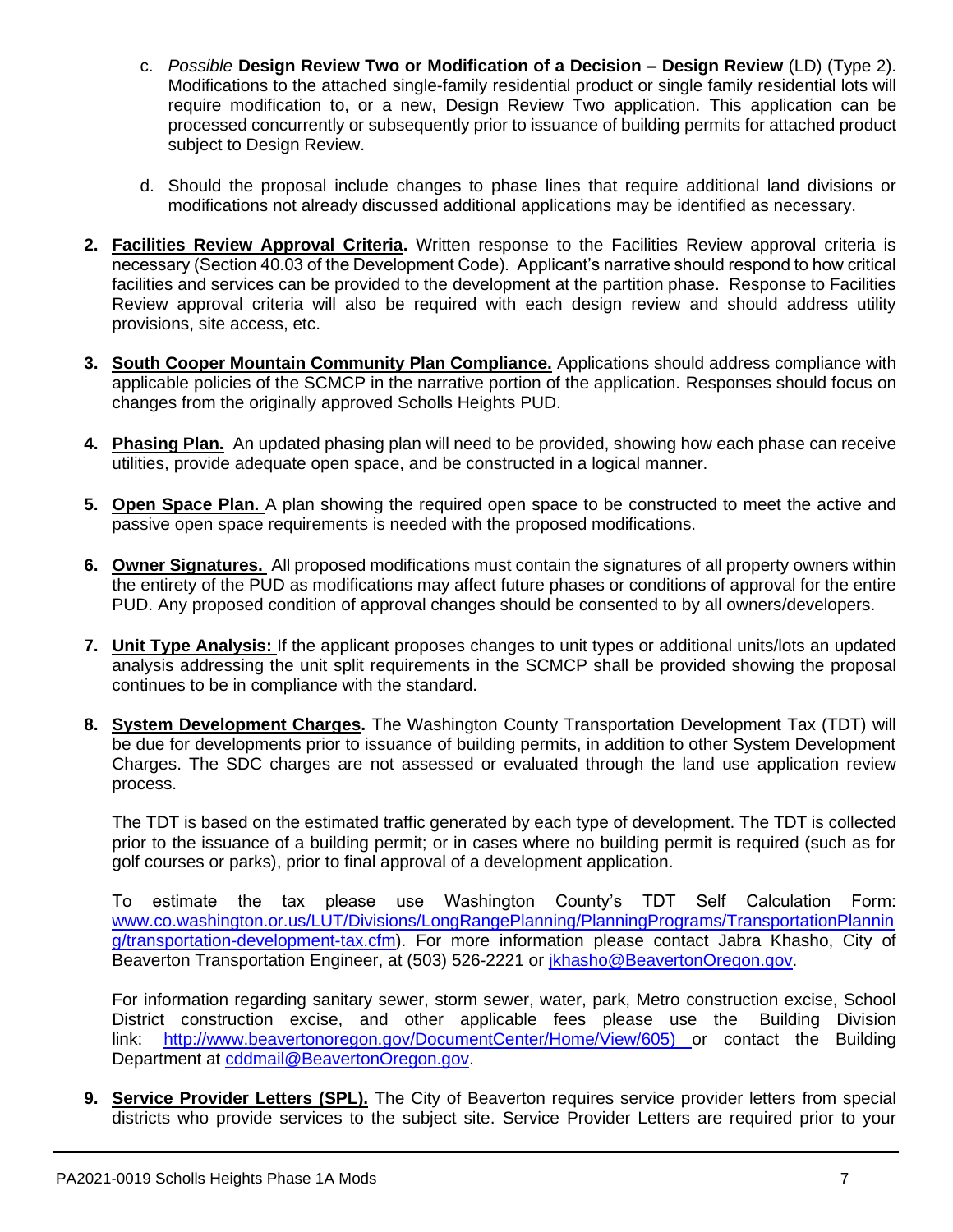c. *Possible* **Design Review Two or Modification of a Decision – Design Review** (LD) (Type 2). Modifications to the attached single-family residential product or single family residential lots will require modification to, or a new, Design Review Two application. This application can be processed concurrently or subsequently prior to issuance of building permits for attached product subject to Design Review.

d. Should the proposal include changes to phase lines that require additional land divisions or modifications not already discussed additional applications may be identified as necessary.

2. **Facilities Review Approval Criteria.** Written response to the Facilities Review approval criteria is necessary (Section 40.03 of the Development Code). Applicant's narrative should respond to how critical facilities and services can be provided to the development at the partition phase. Response to Facilities Review approval criteria will also be required with each design review and should address utility provisions, site access, etc.

3. **South Cooper Mountain Community Plan Compliance.** Applications should address compliance with applicable policies of the SCMCP in the narrative portion of the application. Responses should focus on changes from the originally approved Scholls Heights PUD.

4. **Phasing Plan.** An updated phasing plan will need to be provided, showing how each phase can receive utilities, provide adequate open space, and be constructed in a logical manner.

5. **Open Space Plan.** A plan showing the required open space to be constructed to meet the active and passive open space requirements is needed with the proposed modifications.

6. **Owner Signatures.** All proposed modifications must contain the signatures of all property owners within the entirety of the PUD as modifications may affect future phases or conditions of approval for the entire PUD. Any proposed condition of approval changes should be consented to by all owners/developers.

7. **Unit Type Analysis:** If the applicant proposes changes to unit types or additional units/lots an updated analysis addressing the unit split requirements in the SCMCP shall be provided showing the proposal continues to be in compliance with the standard.

8. **System Development Charges.** The Washington County Transportation Development Tax (TDT) will be due for developments prior to issuance of building permits, in addition to other System Development Charges. The SDC charges are not assessed or evaluated through the land use application review process.

   The TDT is based on the estimated traffic generated by each type of development. The TDT is collected prior to the issuance of a building permit; or in cases where no building permit is required (such as for golf courses or parks), prior to final approval of a development application.

   To estimate the tax please use Washington County's TDT Self Calculation Form: www.co.washington.or.us/LUT/Divisions/LongRangePlanning/PlanningPrograms/TransportationPlanning/transportation-development-tax.cfm). For more information please contact Jabra Khasho, City of Beaverton Transportation Engineer, at (503) 526-2221 or jkhasho@BeavertonOregon.gov.

   For information regarding sanitary sewer, storm sewer, water, park, Metro construction excise, School District construction excise, and other applicable fees please use the Building Division link: http://www.beavertonoregon.gov/DocumentCenter/Home/View/605) or contact the Building Department at cddmail@BeavertonOregon.gov.

9. **Service Provider Letters (SPL).** The City of Beaverton requires service provider letters from special districts who provide services to the subject site. Service Provider Letters are required prior to your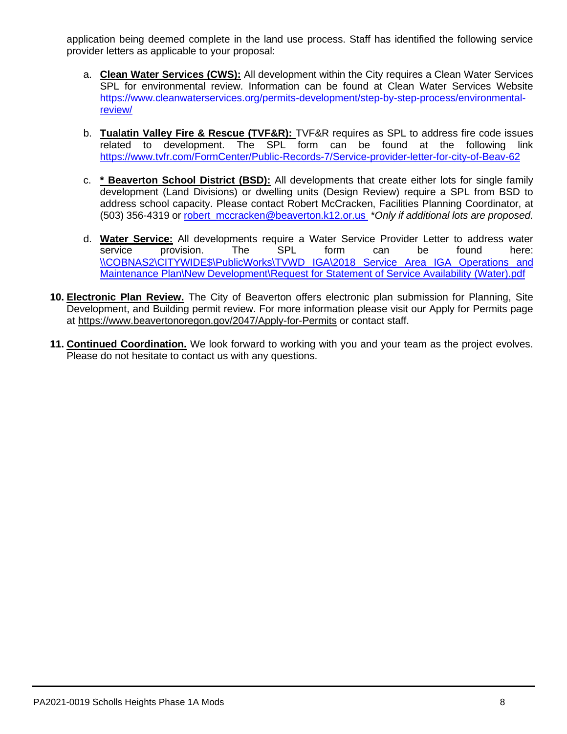application being deemed complete in the land use process. Staff has identified the following service provider letters as applicable to your proposal:

a. **Clean Water Services (CWS):** All development within the City requires a Clean Water Services SPL for environmental review. Information can be found at Clean Water Services Website https://www.cleanwaterservices.org/permits-development/step-by-step-process/environmental-review/

b. **Tualatin Valley Fire & Rescue (TVF&R):** TVF&R requires as SPL to address fire code issues related to development. The SPL form can be found at the following link https://www.tvfr.com/FormCenter/Public-Records-7/Service-provider-letter-for-city-of-Beav-62

c. ***** **Beaverton School District (BSD):** All developments that create either lots for single family development (Land Divisions) or dwelling units (Design Review) require a SPL from BSD to address school capacity. Please contact Robert McCracken, Facilities Planning Coordinator, at (503) 356-4319 or robert_mccracken@beaverton.k12.or.us *\*Only if additional lots are proposed.*

d. **Water Service:** All developments require a Water Service Provider Letter to address water service provision. The SPL form can be found here: \\COBNAS2\CITYWIDE$\PublicWorks\TVWD_IGA\2018 Service Area IGA Operations and Maintenance Plan\New Development\Request for Statement of Service Availability (Water).pdf

10. **Electronic Plan Review.** The City of Beaverton offers electronic plan submission for Planning, Site Development, and Building permit review. For more information please visit our Apply for Permits page at https://www.beavertonoregon.gov/2047/Apply-for-Permits or contact staff.

11. **Continued Coordination.** We look forward to working with you and your team as the project evolves. Please do not hesitate to contact us with any questions.